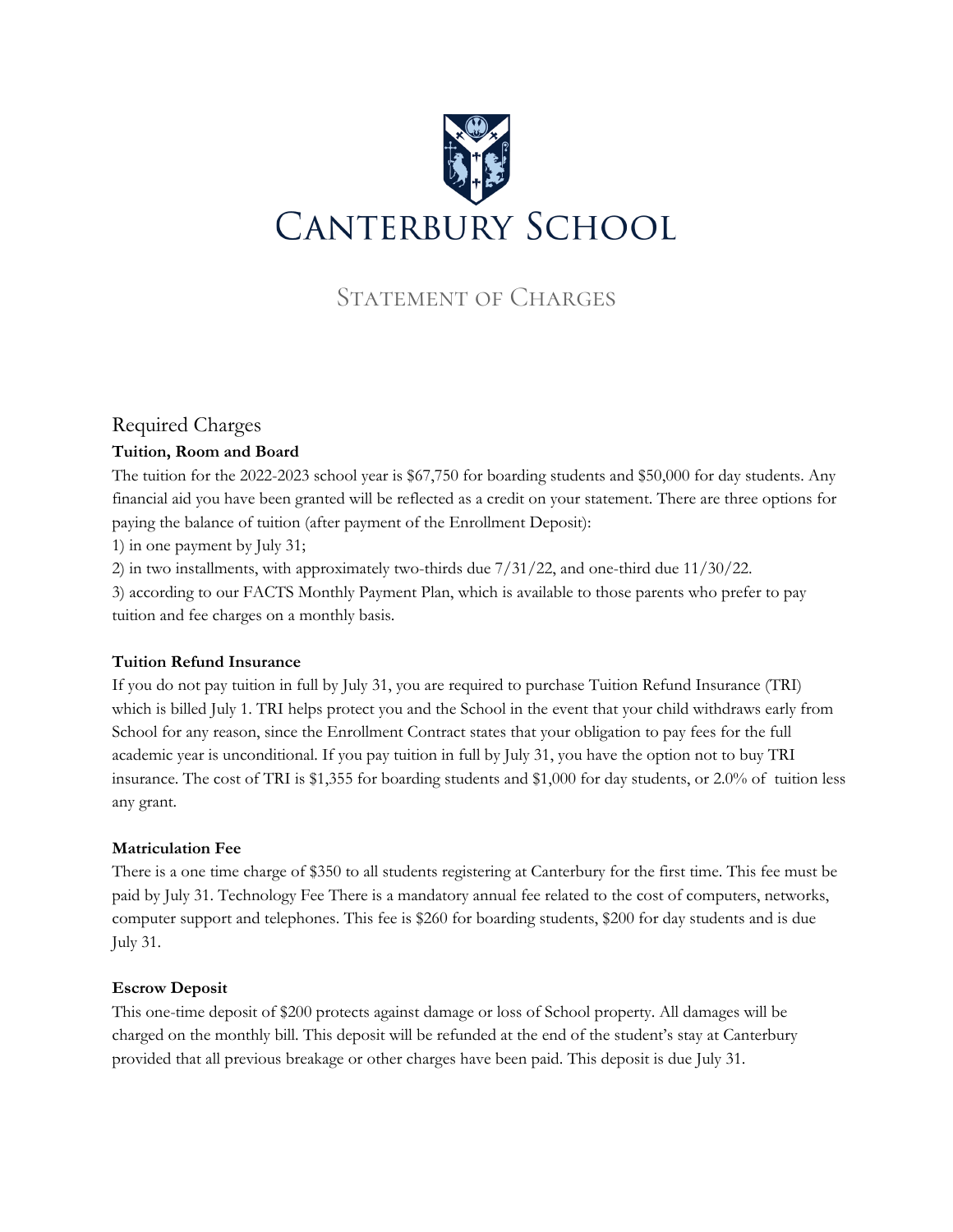# Canterbury School

## Statement of Charges

### Required Charges

**Tuition, Room and Board**

The tuition for the 2022-2023 school year is $67,750 for boarding students and $50,000 for day students. Any financial aid you have been granted will be reflected as a credit on your statement. There are three options for paying the balance of tuition (after payment of the Enrollment Deposit):

1) in one payment by July 31;

2) in two installments, with approximately two-thirds due 7/31/22, and one-third due 11/30/22.

3) according to our FACTS Monthly Payment Plan, which is available to those parents who prefer to pay tuition and fee charges on a monthly basis.

**Tuition Refund Insurance**

If you do not pay tuition in full by July 31, you are required to purchase Tuition Refund Insurance (TRI) which is billed July 1. TRI helps protect you and the School in the event that your child withdraws early from School for any reason, since the Enrollment Contract states that your obligation to pay fees for the full academic year is unconditional. If you pay tuition in full by July 31, you have the option not to buy TRI insurance. The cost of TRI is $1,355 for boarding students and $1,000 for day students, or 2.0% of tuition less any grant.

**Matriculation Fee**

There is a one time charge of $350 to all students registering at Canterbury for the first time. This fee must be paid by July 31. Technology Fee There is a mandatory annual fee related to the cost of computers, networks, computer support and telephones. This fee is $260 for boarding students, $200 for day students and is due July 31.

**Escrow Deposit**

This one-time deposit of $200 protects against damage or loss of School property. All damages will be charged on the monthly bill. This deposit will be refunded at the end of the student's stay at Canterbury provided that all previous breakage or other charges have been paid. This deposit is due July 31.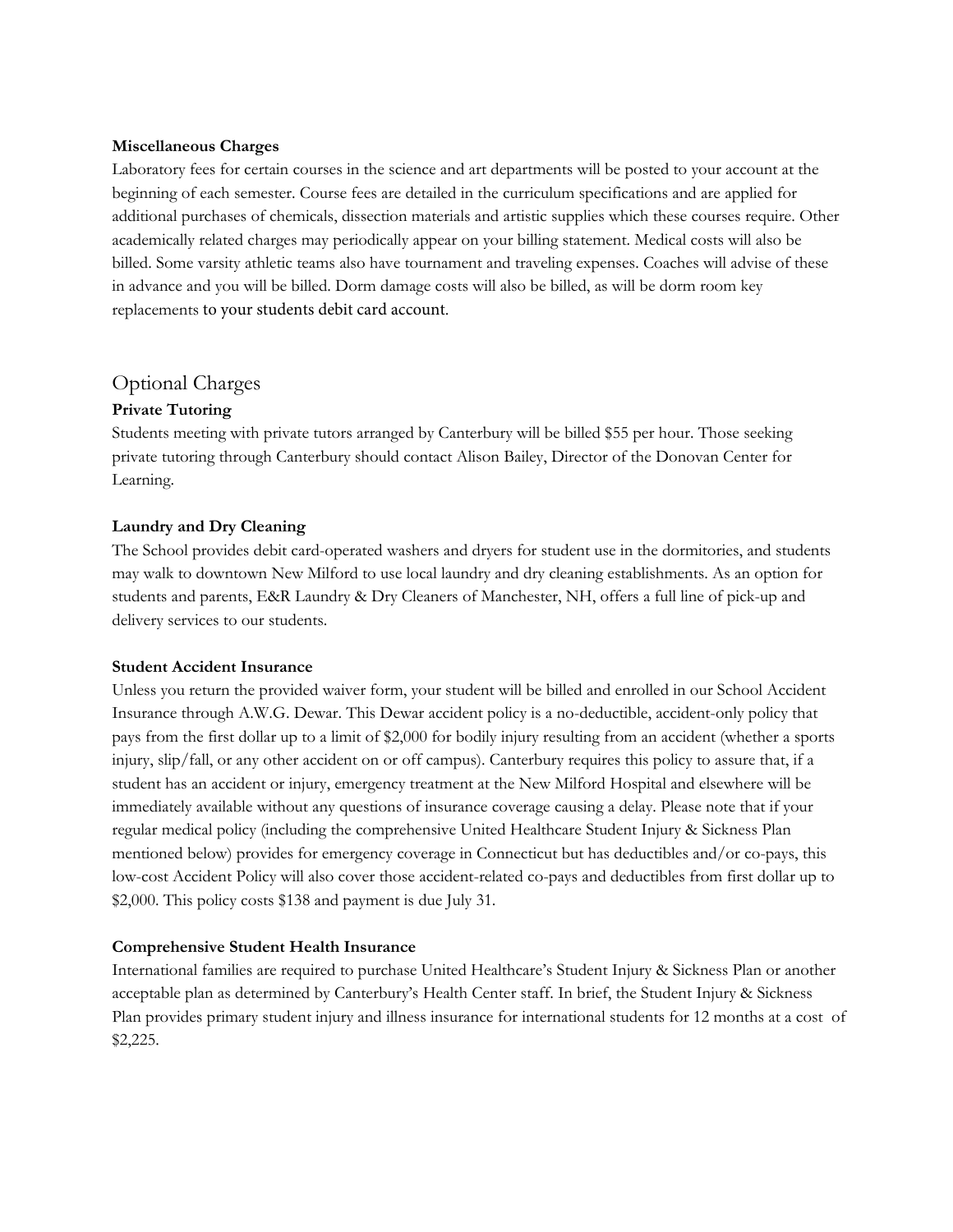**Miscellaneous Charges**

Laboratory fees for certain courses in the science and art departments will be posted to your account at the beginning of each semester. Course fees are detailed in the curriculum specifications and are applied for additional purchases of chemicals, dissection materials and artistic supplies which these courses require. Other academically related charges may periodically appear on your billing statement. Medical costs will also be billed. Some varsity athletic teams also have tournament and traveling expenses. Coaches will advise of these in advance and you will be billed. Dorm damage costs will also be billed, as will be dorm room key replacements to your students debit card account.

## Optional Charges

**Private Tutoring**

Students meeting with private tutors arranged by Canterbury will be billed $55 per hour. Those seeking private tutoring through Canterbury should contact Alison Bailey, Director of the Donovan Center for Learning.

**Laundry and Dry Cleaning**

The School provides debit card-operated washers and dryers for student use in the dormitories, and students may walk to downtown New Milford to use local laundry and dry cleaning establishments. As an option for students and parents, E&R Laundry & Dry Cleaners of Manchester, NH, offers a full line of pick-up and delivery services to our students.

**Student Accident Insurance**

Unless you return the provided waiver form, your student will be billed and enrolled in our School Accident Insurance through A.W.G. Dewar. This Dewar accident policy is a no-deductible, accident-only policy that pays from the first dollar up to a limit of $2,000 for bodily injury resulting from an accident (whether a sports injury, slip/fall, or any other accident on or off campus). Canterbury requires this policy to assure that, if a student has an accident or injury, emergency treatment at the New Milford Hospital and elsewhere will be immediately available without any questions of insurance coverage causing a delay. Please note that if your regular medical policy (including the comprehensive United Healthcare Student Injury & Sickness Plan mentioned below) provides for emergency coverage in Connecticut but has deductibles and/or co-pays, this low-cost Accident Policy will also cover those accident-related co-pays and deductibles from first dollar up to $2,000. This policy costs $138 and payment is due July 31.

**Comprehensive Student Health Insurance**

International families are required to purchase United Healthcare's Student Injury & Sickness Plan or another acceptable plan as determined by Canterbury's Health Center staff. In brief, the Student Injury & Sickness Plan provides primary student injury and illness insurance for international students for 12 months at a cost of $2,225.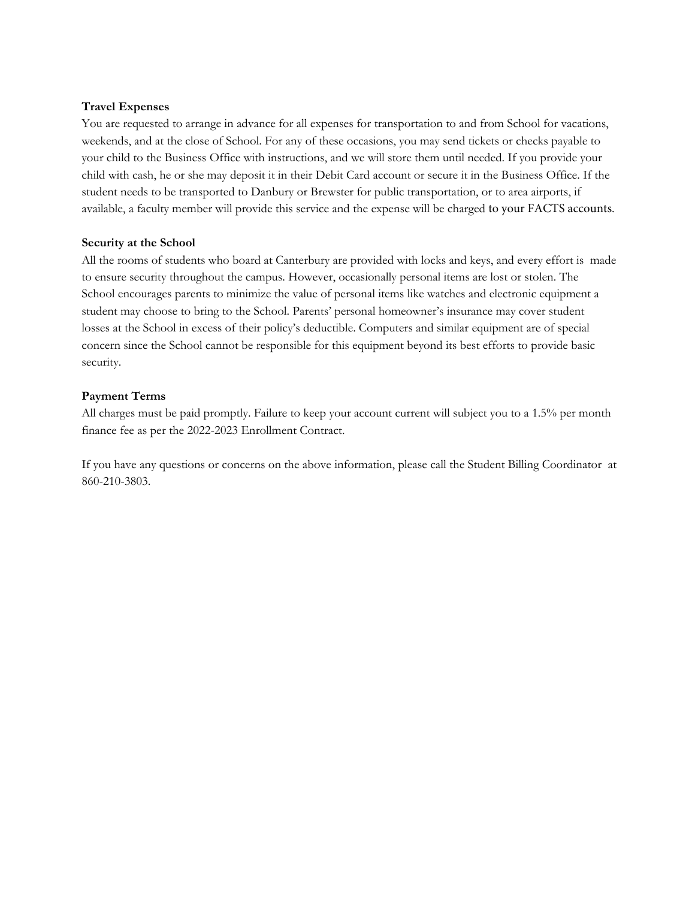**Travel Expenses**

You are requested to arrange in advance for all expenses for transportation to and from School for vacations, weekends, and at the close of School. For any of these occasions, you may send tickets or checks payable to your child to the Business Office with instructions, and we will store them until needed. If you provide your child with cash, he or she may deposit it in their Debit Card account or secure it in the Business Office. If the student needs to be transported to Danbury or Brewster for public transportation, or to area airports, if available, a faculty member will provide this service and the expense will be charged to your FACTS accounts.

**Security at the School**

All the rooms of students who board at Canterbury are provided with locks and keys, and every effort is made to ensure security throughout the campus. However, occasionally personal items are lost or stolen. The School encourages parents to minimize the value of personal items like watches and electronic equipment a student may choose to bring to the School. Parents' personal homeowner's insurance may cover student losses at the School in excess of their policy's deductible. Computers and similar equipment are of special concern since the School cannot be responsible for this equipment beyond its best efforts to provide basic security.

**Payment Terms**

All charges must be paid promptly. Failure to keep your account current will subject you to a 1.5% per month finance fee as per the 2022-2023 Enrollment Contract.

If you have any questions or concerns on the above information, please call the Student Billing Coordinator at 860-210-3803.